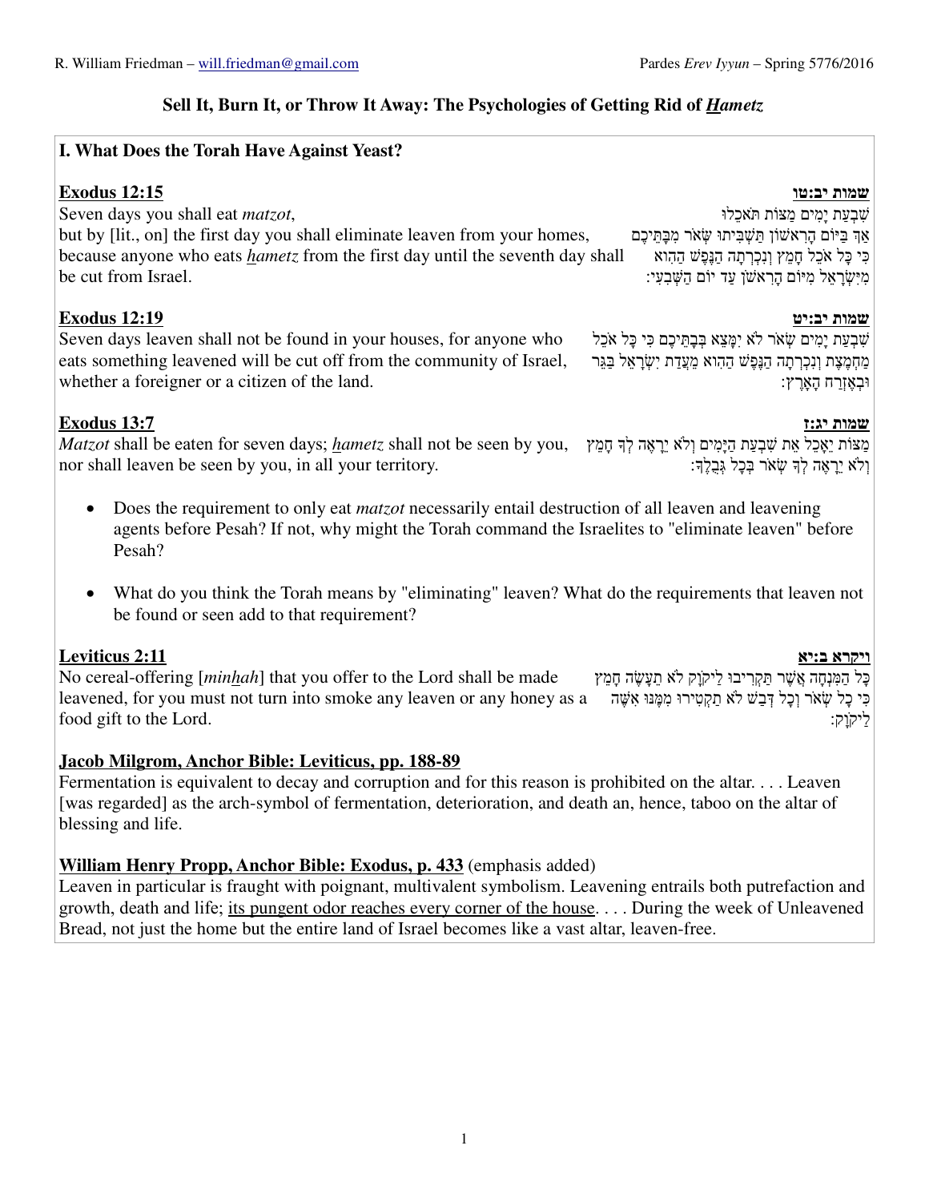# Sell It, Burn It, or Throw It Away: The Psychologies of Getting Rid of *Hametz*

## I. What Does the Torah Have Against Yeast?

**Exodus 12:15** | **שמות יב:טו**

Seven days you shall eat *matzot*,
but by [lit., on] the first day you shall eliminate leaven from your homes,
because anyone who eats *hametz* from the first day until the seventh day shall be cut from Israel.

שִׁבְעַת יָמִים מַצּוֹת תֹּאכֵלוּ
אַךְ בַּיּוֹם הָרִאשׁוֹן תַּשְׁבִּיתוּ שְּׂאֹר מִבָּתֵּיכֶם
כִּי כָּל אֹכֵל חָמֵץ וְנִכְרְתָה הַנֶּפֶשׁ הַהִוא
מִיִּשְׂרָאֵל מִיּוֹם הָרִאשֹׁן עַד יוֹם הַשְּׁבִעִי:

**Exodus 12:19** | **שמות יב:יט**

Seven days leaven shall not be found in your houses, for anyone who eats something leavened will be cut off from the community of Israel, whether a foreigner or a citizen of the land.

שִׁבְעַת יָמִים שְׂאֹר לֹא יִמָּצֵא בְּבָתֵּיכֶם כִּי כָּל אֹכֵל מַחְמֶצֶת וְנִכְרְתָה הַנֶּפֶשׁ הַהִוא מֵעֲדַת יִשְׂרָאֵל בַּגֵּר וּבְאֶזְרַח הָאָרֶץ:

**Exodus 13:7** | **שמות יג:ז**

*Matzot* shall be eaten for seven days; *hametz* shall not be seen by you, nor shall leaven be seen by you, in all your territory.

מַצּוֹת יֵאָכֵל אֵת שִׁבְעַת הַיָּמִים וְלֹא יֵרָאֶה לְךָ חָמֵץ וְלֹא יֵרָאֶה לְךָ שְׂאֹר בְּכָל גְּבֻלֶךָ:

- Does the requirement to only eat *matzot* necessarily entail destruction of all leaven and leavening agents before Pesah? If not, why might the Torah command the Israelites to "eliminate leaven" before Pesah?
- What do you think the Torah means by "eliminating" leaven? What do the requirements that leaven not be found or seen add to that requirement?

**Leviticus 2:11** | **ויקרא ב:יא**

No cereal-offering [*minhah*] that you offer to the Lord shall be made leavened, for you must not turn into smoke any leaven or any honey as a food gift to the Lord.

כָּל הַמִּנְחָה אֲשֶׁר תַּקְרִיבוּ לַיקֹוָק לֹא תֵעָשֶׂה חָמֵץ כִּי כָל שְׂאֹר וְכָל דְּבַשׁ לֹא תַקְטִירוּ מִמֶּנּוּ אִשֶּׁה לַיקֹוָק:

**Jacob Milgrom, Anchor Bible: Leviticus, pp. 188-89**

Fermentation is equivalent to decay and corruption and for this reason is prohibited on the altar. . . . Leaven [was regarded] as the arch-symbol of fermentation, deterioration, and death an, hence, taboo on the altar of blessing and life.

**William Henry Propp, Anchor Bible: Exodus, p. 433** (emphasis added)

Leaven in particular is fraught with poignant, multivalent symbolism. Leavening entrails both putrefaction and growth, death and life; <u>its pungent odor reaches every corner of the house</u>. . . . During the week of Unleavened Bread, not just the home but the entire land of Israel becomes like a vast altar, leaven-free.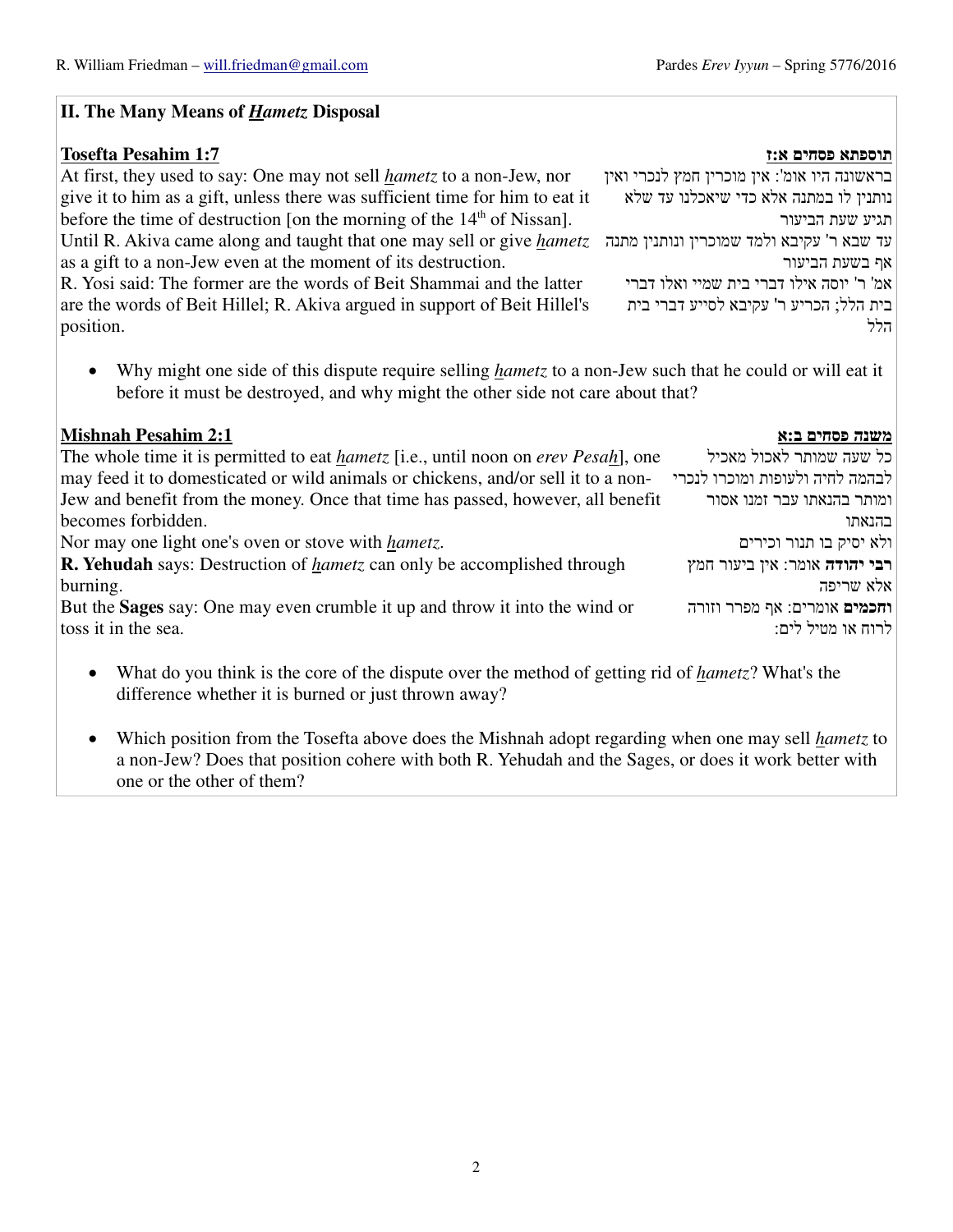## II. The Many Means of ***Hametz*** Disposal

**Tosefta Pesahim 1:7**

At first, they used to say: One may not sell *hametz* to a non-Jew, nor give it to him as a gift, unless there was sufficient time for him to eat it before the time of destruction [on the morning of the 14th of Nissan]. Until R. Akiva came along and taught that one may sell or give *hametz* as a gift to a non-Jew even at the moment of its destruction. R. Yosi said: The former are the words of Beit Shammai and the latter are the words of Beit Hillel; R. Akiva argued in support of Beit Hillel's position.

**תוספתא פסחים א:ז**

בראשונה היו אומ': אין מוכרין חמץ לנכרי ואין נותנין לו במתנה אלא כדי שיאכלנו עד שלא תגיע שעת הביעור עד שבא ר' עקיבא ולמד שמוכרין ונותנין מתנה אף בשעת הביעור אמ' ר' יוסה אילו דברי בית שמיי ואלו דברי בית הלל; הכריע ר' עקיבא לסייע דברי בית הלל

- Why might one side of this dispute require selling *hametz* to a non-Jew such that he could or will eat it before it must be destroyed, and why might the other side not care about that?

**Mishnah Pesahim 2:1**

The whole time it is permitted to eat *hametz* [i.e., until noon on *erev Pesah*], one may feed it to domesticated or wild animals or chickens, and/or sell it to a non-Jew and benefit from the money. Once that time has passed, however, all benefit becomes forbidden.
Nor may one light one's oven or stove with *hametz*.
**R. Yehudah** says: Destruction of *hametz* can only be accomplished through burning.
But the **Sages** say: One may even crumble it up and throw it into the wind or toss it in the sea.

**משנה פסחים ב:א**

כל שעה שמותר לאכול מאכיל לבהמה לחיה ולעופות ומוכרו לנכרי ומותר בהנאתו עבר זמנו אסור בהנאתו
ולא יסיק בו תנור וכירים
**רבי יהודה** אומר: אין ביעור חמץ אלא שריפה
**וחכמים** אומרים: אף מפרר וזורה לרוח או מטיל לים:

- What do you think is the core of the dispute over the method of getting rid of *hametz*? What's the difference whether it is burned or just thrown away?

- Which position from the Tosefta above does the Mishnah adopt regarding when one may sell *hametz* to a non-Jew? Does that position cohere with both R. Yehudah and the Sages, or does it work better with one or the other of them?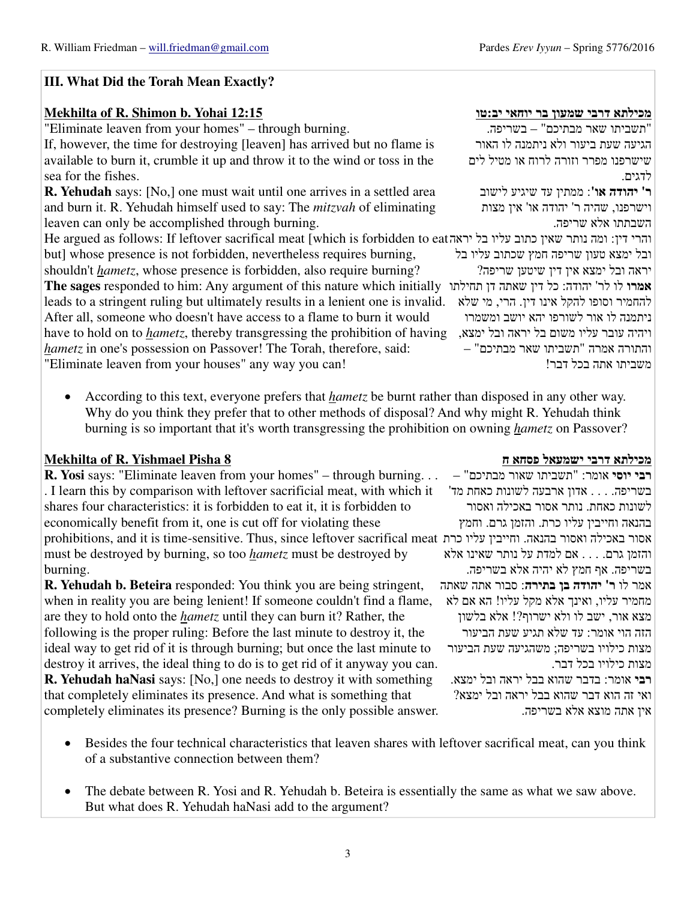## III. What Did the Torah Mean Exactly?

**Mekhilta of R. Shimon b. Yohai 12:15**

"Eliminate leaven from your homes" – through burning.
If, however, the time for destroying [leaven] has arrived but no flame is available to burn it, crumble it up and throw it to the wind or toss in the sea for the fishes.
**R. Yehudah** says: [No,] one must wait until one arrives in a settled area and burn it. R. Yehudah himself used to say: The *mitzvah* of eliminating leaven can only be accomplished through burning.
He argued as follows: If leftover sacrifical meat [which is forbidden to eat but] whose presence is not forbidden, nevertheless requires burning, shouldn't *hametz*, whose presence is forbidden, also require burning?
**The sages** responded to him: Any argument of this nature which initially leads to a stringent ruling but ultimately results in a lenient one is invalid. After all, someone who doesn't have access to a flame to burn it would have to hold on to *hametz*, thereby transgressing the prohibition of having *hametz* in one's possession on Passover! The Torah, therefore, said: "Eliminate leaven from your houses" any way you can!

**מכילתא דרבי שמעון בר יוחאי יב:טו**

"תשביתו שאר מבתיכם" – בשריפה.
הגיעה שעת ביעור ולא ניתמנה לו האור שישרפנו מפרר וזורה לרוח או מטיל לים לדגים.
**ר' יהודה או'**: ממתין עד שיגיע לישוב וישרפנו, שהיה ר' יהודה או' אין מצות השבתתו אלא שריפה.
והרי דין: ומה נותר שאין כתוב עליו בל יראה ובל ימצא טעון שריפה חמץ שכתוב עליו בל יראה ובל ימצא אין דין שיטען שריפה?
**אמרו** לו לר' יהודה: כל דין שאתה דן תחילתו להחמיר וסופו להקל אינו דין. הרי, מי שלא ניתמנה לו אור לשורפו יהא יושב ומשמרו ויהיה עובר עליו משום בל יראה ובל ימצא, והתורה אמרה "תשביתו שאר מבתיכם" – משביתו אתה בכל דבר!

- According to this text, everyone prefers that *hametz* be burnt rather than disposed in any other way. Why do you think they prefer that to other methods of disposal? And why might R. Yehudah think burning is so important that it's worth transgressing the prohibition on owning *hametz* on Passover?

**Mekhilta of R. Yishmael Pisha 8**

**R. Yosi** says: "Eliminate leaven from your homes" – through burning. . . . I learn this by comparison with leftover sacrificial meat, with which it shares four characteristics: it is forbidden to eat it, it is forbidden to economically benefit from it, one is cut off for violating these prohibitions, and it is time-sensitive. Thus, since leftover sacrificial meat must be destroyed by burning, so too *hametz* must be destroyed by burning.
**R. Yehudah b. Beteira** responded: You think you are being stringent, when in reality you are being lenient! If someone couldn't find a flame, are they to hold onto the *hametz* until they can burn it? Rather, the following is the proper ruling: Before the last minute to destroy it, the ideal way to get rid of it is through burning; but once the last minute to destroy it arrives, the ideal thing to do is to get rid of it anyway you can.
**R. Yehudah haNasi** says: [No,] one needs to destroy it with something that completely eliminates its presence. And what is something that completely eliminates its presence? Burning is the only possible answer.

**מכילתא דרבי ישמעאל פסחא ח**

**רבי יוסי** אומר: "תשביתו שאור מבתיכם" – בשריפה. . . . אדון ארבעה לשונות כאחת מד' לשונות כאחת. נותר אסור באכילה ואסור בהנאה וחייבין עליו כרת. והזמן גרם. וחמץ אסור באכילה ואסור בהנאה. וחייבין עליו כרת והזמן גרם. . . . אם למדת על נותר שאינו אלא בשריפה. אף חמץ לא יהיה אלא בשריפה.
אמר לו **ר' יהודה בן בתירה**: סבור אתה שאתה מחמיר עליו, ואינך אלא מקל עליו! הא אם לא מצא אור, ישב לו ולא ישרוף?! אלא בלשון הזה הוי אומר: עד שלא תגיע שעת הביעור מצות כילויו בשריפה; משהגיעה שעת הביעור מצות כילויו בכל דבר.
**רבי** אומר: בדבר שהוא בבל יראה ובל ימצא. ואי זה הוא דבר שהוא בבל יראה ובל ימצא? אין אתה מוצא אלא בשריפה.

- Besides the four technical characteristics that leaven shares with leftover sacrifical meat, can you think of a substantive connection between them?
- The debate between R. Yosi and R. Yehudah b. Beteira is essentially the same as what we saw above. But what does R. Yehudah haNasi add to the argument?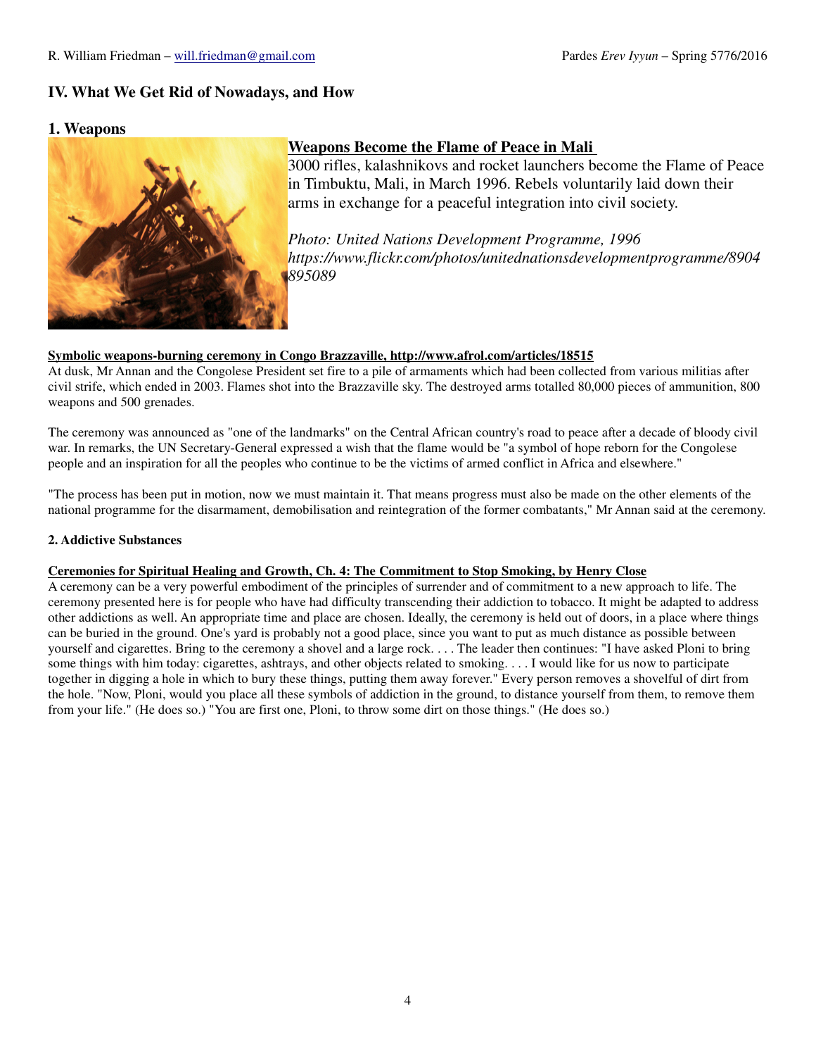## IV. What We Get Rid of Nowadays, and How

### 1. Weapons

**Weapons Become the Flame of Peace in Mali**

3000 rifles, kalashnikovs and rocket launchers become the Flame of Peace in Timbuktu, Mali, in March 1996. Rebels voluntarily laid down their arms in exchange for a peaceful integration into civil society.

*Photo: United Nations Development Programme, 1996*
*https://www.flickr.com/photos/unitednationsdevelopmentprogramme/8904895089*

**Symbolic weapons-burning ceremony in Congo Brazzaville, http://www.afrol.com/articles/18515**

At dusk, Mr Annan and the Congolese President set fire to a pile of armaments which had been collected from various militias after civil strife, which ended in 2003. Flames shot into the Brazzaville sky. The destroyed arms totalled 80,000 pieces of ammunition, 800 weapons and 500 grenades.

The ceremony was announced as "one of the landmarks" on the Central African country's road to peace after a decade of bloody civil war. In remarks, the UN Secretary-General expressed a wish that the flame would be "a symbol of hope reborn for the Congolese people and an inspiration for all the peoples who continue to be the victims of armed conflict in Africa and elsewhere."

"The process has been put in motion, now we must maintain it. That means progress must also be made on the other elements of the national programme for the disarmament, demobilisation and reintegration of the former combatants," Mr Annan said at the ceremony.

### 2. Addictive Substances

**Ceremonies for Spiritual Healing and Growth, Ch. 4: The Commitment to Stop Smoking, by Henry Close**

A ceremony can be a very powerful embodiment of the principles of surrender and of commitment to a new approach to life. The ceremony presented here is for people who have had difficulty transcending their addiction to tobacco. It might be adapted to address other addictions as well. An appropriate time and place are chosen. Ideally, the ceremony is held out of doors, in a place where things can be buried in the ground. One's yard is probably not a good place, since you want to put as much distance as possible between yourself and cigarettes. Bring to the ceremony a shovel and a large rock. . . . The leader then continues: "I have asked Ploni to bring some things with him today: cigarettes, ashtrays, and other objects related to smoking. . . . I would like for us now to participate together in digging a hole in which to bury these things, putting them away forever." Every person removes a shovelful of dirt from the hole. "Now, Ploni, would you place all these symbols of addiction in the ground, to distance yourself from them, to remove them from your life." (He does so.) "You are first one, Ploni, to throw some dirt on those things." (He does so.)